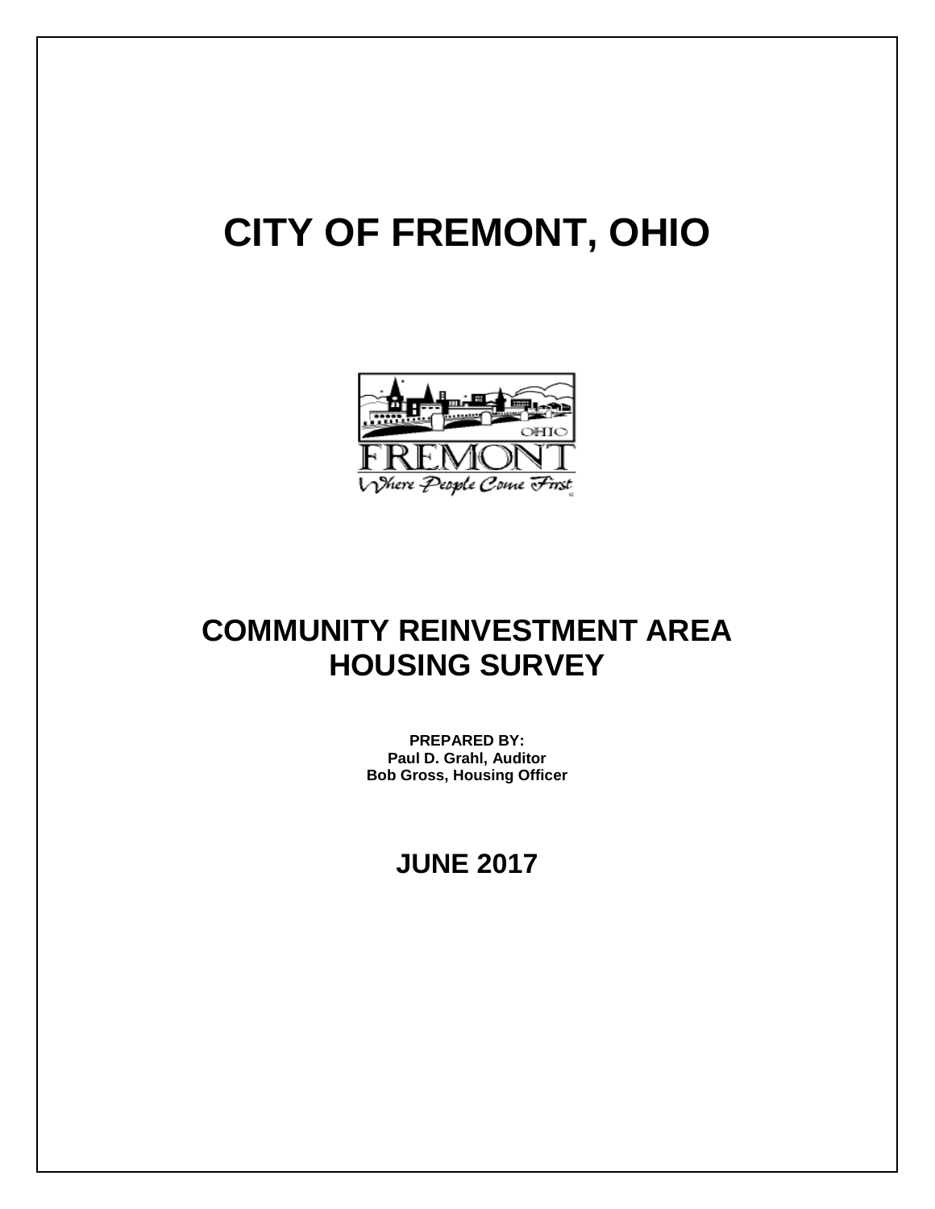# CITY OF FREMONT, OHIO

## COMMUNITY REINVESTMENT AREA HOUSING SURVEY

**PREPARED BY:**
**Paul D. Grahl, Auditor**
**Bob Gross, Housing Officer**

## JUNE 2017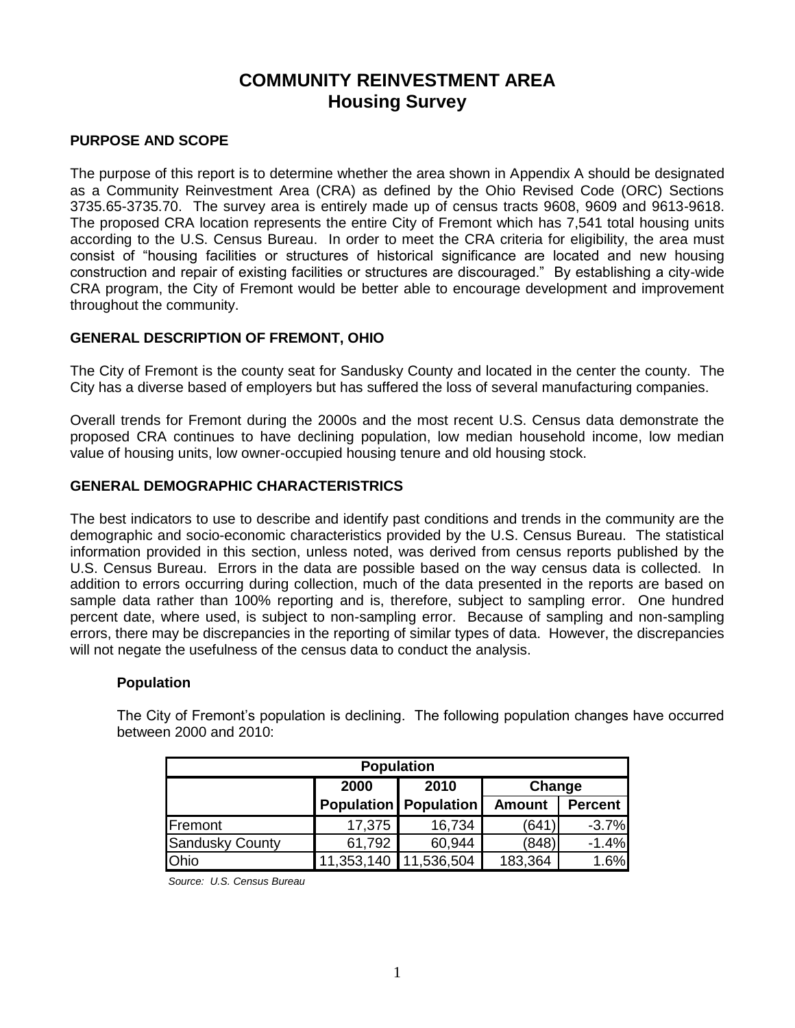# COMMUNITY REINVESTMENT AREA
## Housing Survey

### PURPOSE AND SCOPE

The purpose of this report is to determine whether the area shown in Appendix A should be designated as a Community Reinvestment Area (CRA) as defined by the Ohio Revised Code (ORC) Sections 3735.65-3735.70. The survey area is entirely made up of census tracts 9608, 9609 and 9613-9618. The proposed CRA location represents the entire City of Fremont which has 7,541 total housing units according to the U.S. Census Bureau. In order to meet the CRA criteria for eligibility, the area must consist of "housing facilities or structures of historical significance are located and new housing construction and repair of existing facilities or structures are discouraged." By establishing a city-wide CRA program, the City of Fremont would be better able to encourage development and improvement throughout the community.

### GENERAL DESCRIPTION OF FREMONT, OHIO

The City of Fremont is the county seat for Sandusky County and located in the center the county. The City has a diverse based of employers but has suffered the loss of several manufacturing companies.

Overall trends for Fremont during the 2000s and the most recent U.S. Census data demonstrate the proposed CRA continues to have declining population, low median household income, low median value of housing units, low owner-occupied housing tenure and old housing stock.

### GENERAL DEMOGRAPHIC CHARACTERISTRICS

The best indicators to use to describe and identify past conditions and trends in the community are the demographic and socio-economic characteristics provided by the U.S. Census Bureau. The statistical information provided in this section, unless noted, was derived from census reports published by the U.S. Census Bureau. Errors in the data are possible based on the way census data is collected. In addition to errors occurring during collection, much of the data presented in the reports are based on sample data rather than 100% reporting and is, therefore, subject to sampling error. One hundred percent date, where used, is subject to non-sampling error. Because of sampling and non-sampling errors, there may be discrepancies in the reporting of similar types of data. However, the discrepancies will not negate the usefulness of the census data to conduct the analysis.

#### Population

The City of Fremont's population is declining. The following population changes have occurred between 2000 and 2010:

| Population | | | | |
|---|---|---|---|---|
| | 2000 | 2010 | Change | |
| | Population | Population | Amount | Percent |
| Fremont | 17,375 | 16,734 | (641) | -3.7% |
| Sandusky County | 61,792 | 60,944 | (848) | -1.4% |
| Ohio | 11,353,140 | 11,536,504 | 183,364 | 1.6% |

*Source: U.S. Census Bureau*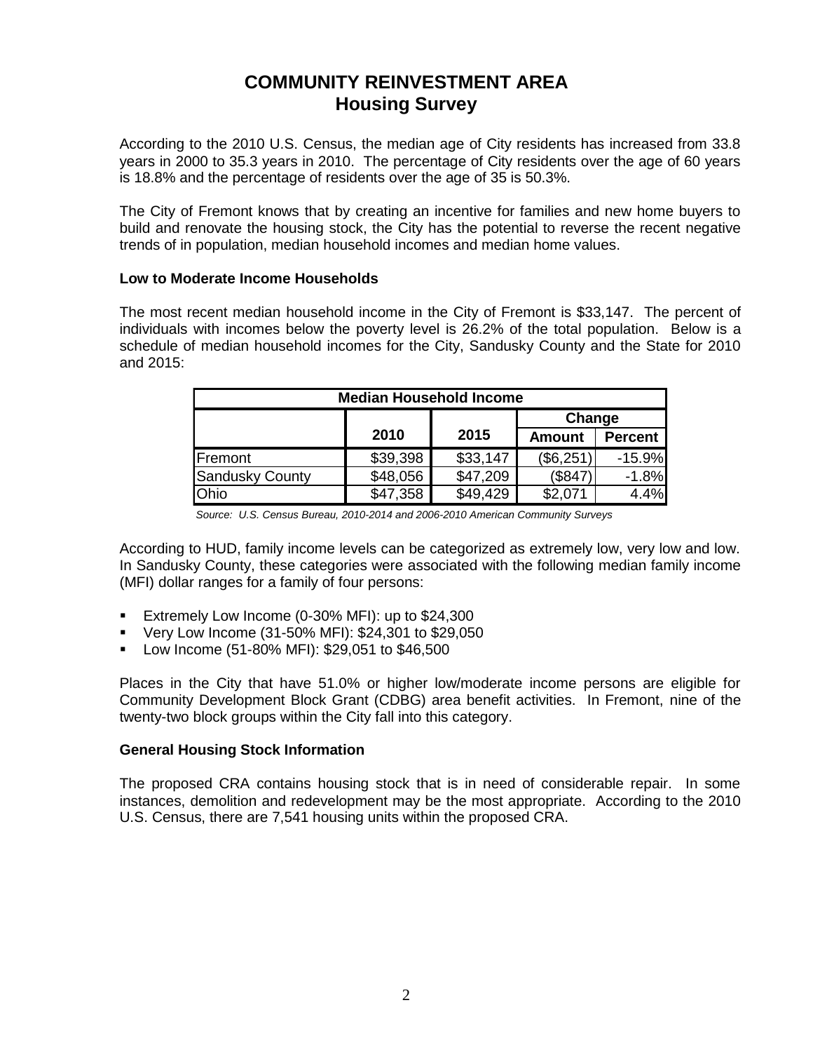# COMMUNITY REINVESTMENT AREA
## Housing Survey

According to the 2010 U.S. Census, the median age of City residents has increased from 33.8 years in 2000 to 35.3 years in 2010. The percentage of City residents over the age of 60 years is 18.8% and the percentage of residents over the age of 35 is 50.3%.

The City of Fremont knows that by creating an incentive for families and new home buyers to build and renovate the housing stock, the City has the potential to reverse the recent negative trends of in population, median household incomes and median home values.

### Low to Moderate Income Households

The most recent median household income in the City of Fremont is $33,147. The percent of individuals with incomes below the poverty level is 26.2% of the total population. Below is a schedule of median household incomes for the City, Sandusky County and the State for 2010 and 2015:

| Median Household Income | | | | |
|---|---|---|---|---|
| | | | Change | |
| | 2010 | 2015 | Amount | Percent |
| Fremont | $39,398 | $33,147 | ($6,251) | -15.9% |
| Sandusky County | $48,056 | $47,209 | ($847) | -1.8% |
| Ohio | $47,358 | $49,429 | $2,071 | 4.4% |

*Source: U.S. Census Bureau, 2010-2014 and 2006-2010 American Community Surveys*

According to HUD, family income levels can be categorized as extremely low, very low and low. In Sandusky County, these categories were associated with the following median family income (MFI) dollar ranges for a family of four persons:

- Extremely Low Income (0-30% MFI): up to $24,300
- Very Low Income (31-50% MFI): $24,301 to $29,050
- Low Income (51-80% MFI): $29,051 to $46,500

Places in the City that have 51.0% or higher low/moderate income persons are eligible for Community Development Block Grant (CDBG) area benefit activities. In Fremont, nine of the twenty-two block groups within the City fall into this category.

### General Housing Stock Information

The proposed CRA contains housing stock that is in need of considerable repair. In some instances, demolition and redevelopment may be the most appropriate. According to the 2010 U.S. Census, there are 7,541 housing units within the proposed CRA.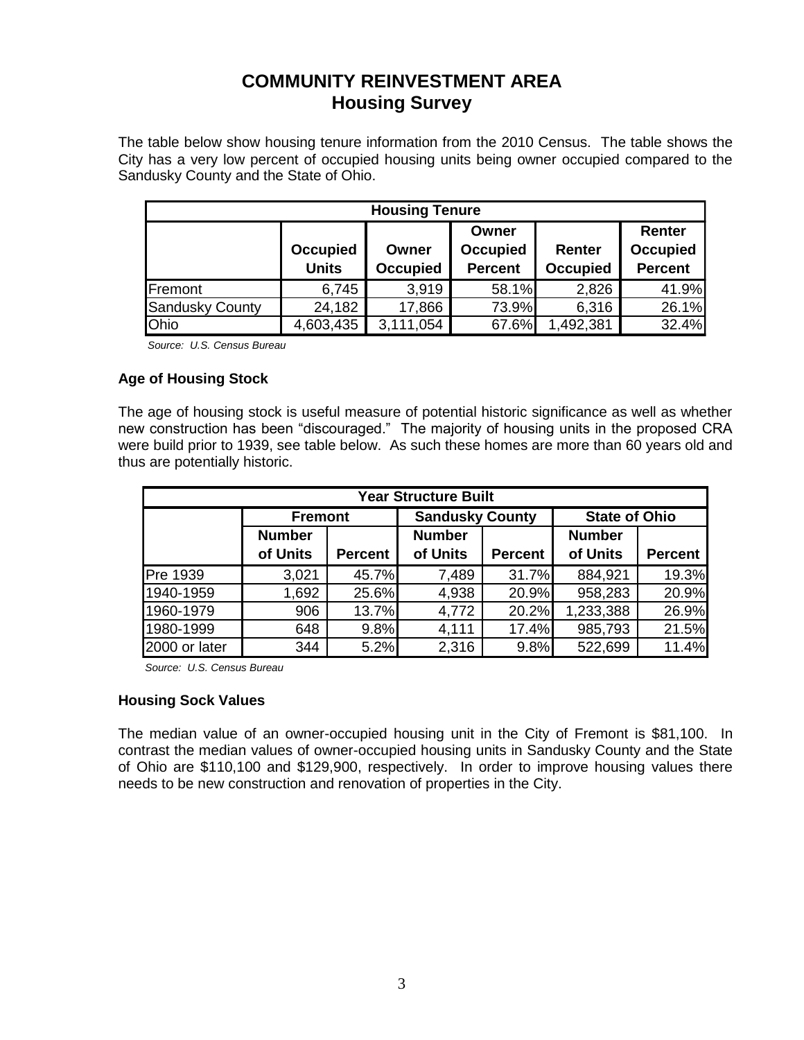# COMMUNITY REINVESTMENT AREA
## Housing Survey

The table below show housing tenure information from the 2010 Census. The table shows the City has a very low percent of occupied housing units being owner occupied compared to the Sandusky County and the State of Ohio.

| Housing Tenure | | | | | |
|---|---|---|---|---|---|
| | Occupied Units | Owner Occupied | Owner Occupied Percent | Renter Occupied | Renter Occupied Percent |
| Fremont | 6,745 | 3,919 | 58.1% | 2,826 | 41.9% |
| Sandusky County | 24,182 | 17,866 | 73.9% | 6,316 | 26.1% |
| Ohio | 4,603,435 | 3,111,054 | 67.6% | 1,492,381 | 32.4% |

*Source: U.S. Census Bureau*

### Age of Housing Stock

The age of housing stock is useful measure of potential historic significance as well as whether new construction has been "discouraged." The majority of housing units in the proposed CRA were build prior to 1939, see table below. As such these homes are more than 60 years old and thus are potentially historic.

| Year Structure Built | | | | | | |
|---|---|---|---|---|---|---|
| | Fremont | | Sandusky County | | State of Ohio | |
| | Number of Units | Percent | Number of Units | Percent | Number of Units | Percent |
| Pre 1939 | 3,021 | 45.7% | 7,489 | 31.7% | 884,921 | 19.3% |
| 1940-1959 | 1,692 | 25.6% | 4,938 | 20.9% | 958,283 | 20.9% |
| 1960-1979 | 906 | 13.7% | 4,772 | 20.2% | 1,233,388 | 26.9% |
| 1980-1999 | 648 | 9.8% | 4,111 | 17.4% | 985,793 | 21.5% |
| 2000 or later | 344 | 5.2% | 2,316 | 9.8% | 522,699 | 11.4% |

*Source: U.S. Census Bureau*

### Housing Sock Values

The median value of an owner-occupied housing unit in the City of Fremont is $81,100. In contrast the median values of owner-occupied housing units in Sandusky County and the State of Ohio are $110,100 and $129,900, respectively. In order to improve housing values there needs to be new construction and renovation of properties in the City.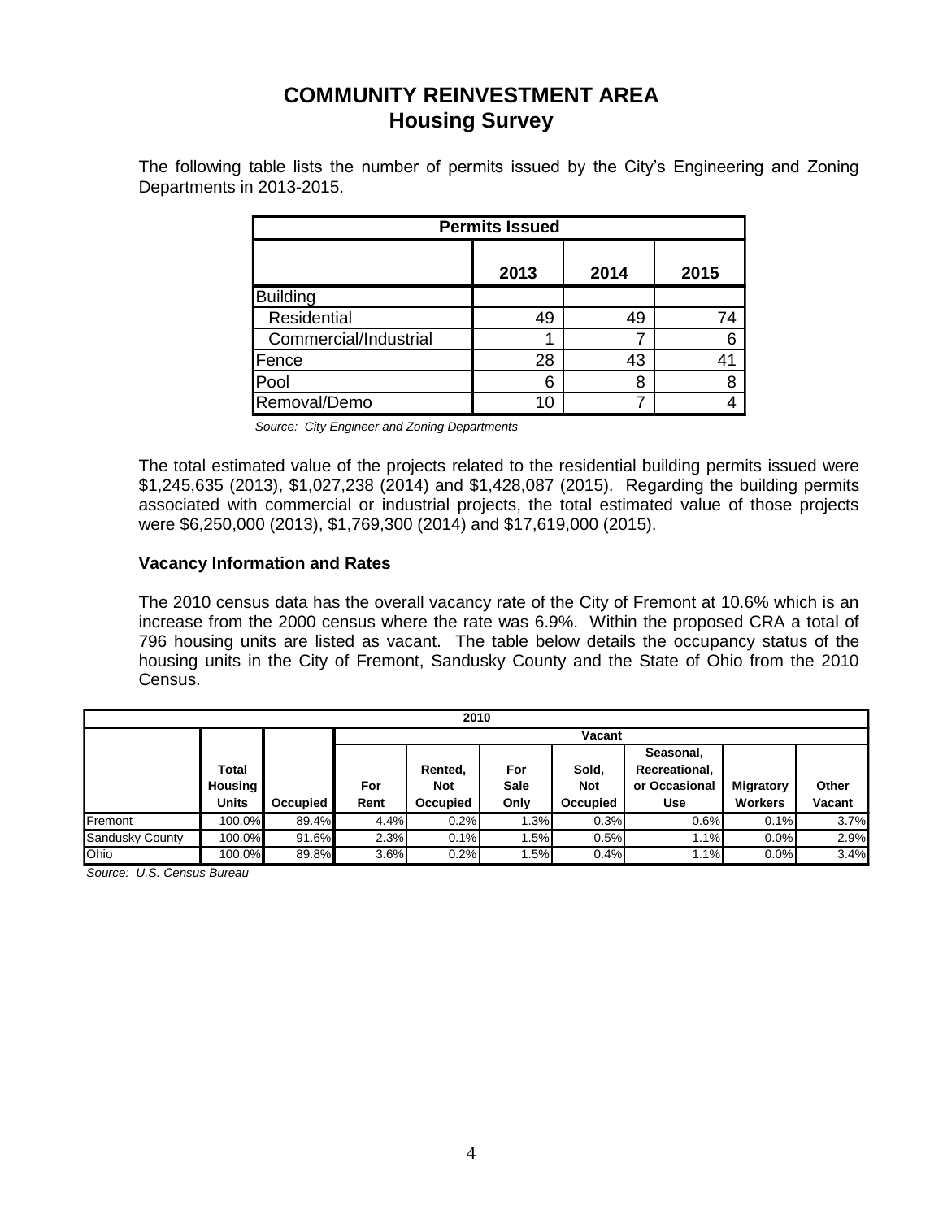# COMMUNITY REINVESTMENT AREA
## Housing Survey

The following table lists the number of permits issued by the City's Engineering and Zoning Departments in 2013-2015.

| Permits Issued | | | |
|---|---|---|---|
| | 2013 | 2014 | 2015 |
| Building | | | |
| Residential | 49 | 49 | 74 |
| Commercial/Industrial | 1 | 7 | 6 |
| Fence | 28 | 43 | 41 |
| Pool | 6 | 8 | 8 |
| Removal/Demo | 10 | 7 | 4 |

*Source: City Engineer and Zoning Departments*

The total estimated value of the projects related to the residential building permits issued were $1,245,635 (2013), $1,027,238 (2014) and $1,428,087 (2015). Regarding the building permits associated with commercial or industrial projects, the total estimated value of those projects were $6,250,000 (2013), $1,769,300 (2014) and $17,619,000 (2015).

### Vacancy Information and Rates

The 2010 census data has the overall vacancy rate of the City of Fremont at 10.6% which is an increase from the 2000 census where the rate was 6.9%. Within the proposed CRA a total of 796 housing units are listed as vacant. The table below details the occupancy status of the housing units in the City of Fremont, Sandusky County and the State of Ohio from the 2010 Census.

| 2010 | | | | | | | | | |
|---|---|---|---|---|---|---|---|---|---|
| | | | Vacant | | | | | | |
| | Total Housing Units | Occupied | For Rent | Rented, Not Occupied | For Sale Only | Sold, Not Occupied | Seasonal, Recreational, or Occasional Use | Migratory Workers | Other Vacant |
| Fremont | 100.0% | 89.4% | 4.4% | 0.2% | 1.3% | 0.3% | 0.6% | 0.1% | 3.7% |
| Sandusky County | 100.0% | 91.6% | 2.3% | 0.1% | 1.5% | 0.5% | 1.1% | 0.0% | 2.9% |
| Ohio | 100.0% | 89.8% | 3.6% | 0.2% | 1.5% | 0.4% | 1.1% | 0.0% | 3.4% |

*Source: U.S. Census Bureau*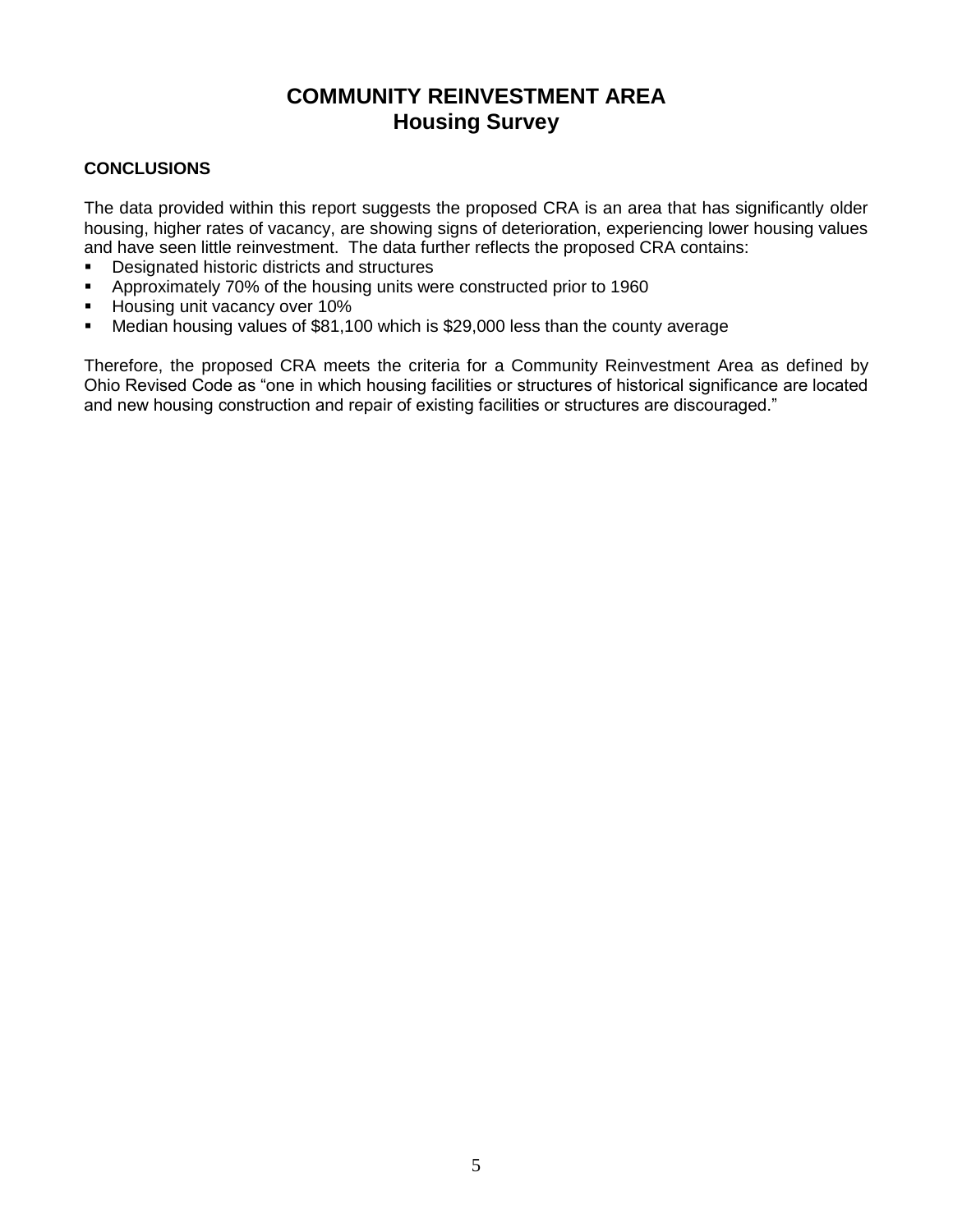# COMMUNITY REINVESTMENT AREA
## Housing Survey

**CONCLUSIONS**

The data provided within this report suggests the proposed CRA is an area that has significantly older housing, higher rates of vacancy, are showing signs of deterioration, experiencing lower housing values and have seen little reinvestment. The data further reflects the proposed CRA contains:

- Designated historic districts and structures
- Approximately 70% of the housing units were constructed prior to 1960
- Housing unit vacancy over 10%
- Median housing values of $81,100 which is $29,000 less than the county average

Therefore, the proposed CRA meets the criteria for a Community Reinvestment Area as defined by Ohio Revised Code as "one in which housing facilities or structures of historical significance are located and new housing construction and repair of existing facilities or structures are discouraged."